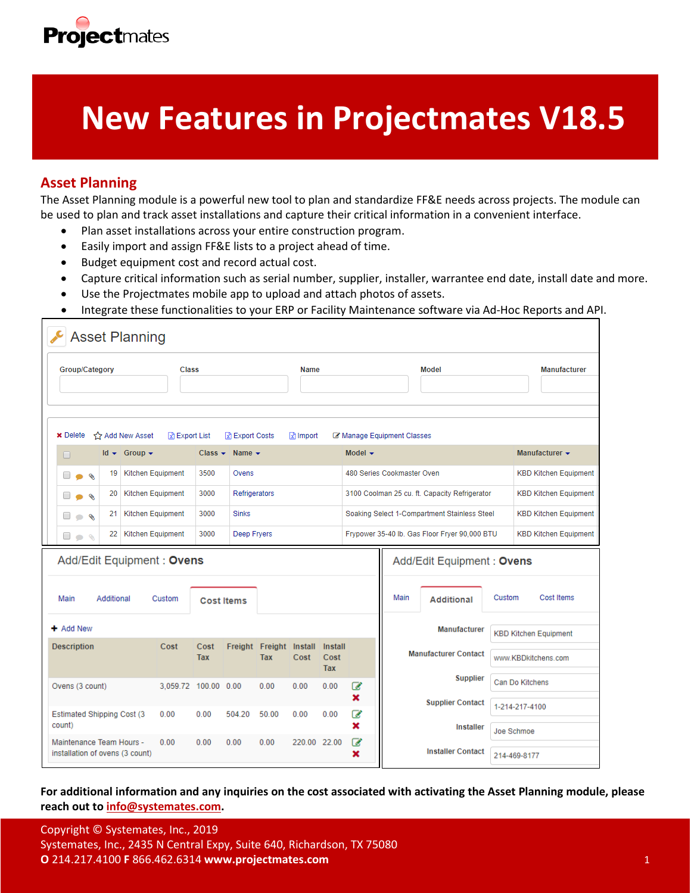Projectmates

# New Features in Projectmates V18.5

## Asset Planning

The Asset Planning module is a powerful new tool to plan and standardize FF&E needs across projects. The module can be used to plan and track asset installations and capture their critical information in a convenient interface.

- Plan asset installations across your entire construction program.
- Easily import and assign FF&E lists to a project ahead of time.
- Budget equipment cost and record actual cost.
- Capture critical information such as serial number, supplier, installer, warrantee end date, install date and more.
- Use the Projectmates mobile app to upload and attach photos of assets.
- Integrate these functionalities to your ERP or Facility Maintenance software via Ad-Hoc Reports and API.

Asset Planning

Group/Category | Class | Name | Model | Manufacturer

Delete | Add New Asset | Export List | Export Costs | Import | Manage Equipment Classes

| Id | Group | Class | Name | Model | Manufacturer |
|---|---|---|---|---|---|
| 19 | Kitchen Equipment | 3500 | Ovens | 480 Series Cookmaster Oven | KBD Kitchen Equipment |
| 20 | Kitchen Equipment | 3000 | Refrigerators | 3100 Coolman 25 cu. ft. Capacity Refrigerator | KBD Kitchen Equipment |
| 21 | Kitchen Equipment | 3000 | Sinks | Soaking Select 1-Compartment Stainless Steel | KBD Kitchen Equipment |
| 22 | Kitchen Equipment | 3000 | Deep Fryers | Frypower 35-40 lb. Gas Floor Fryer 90,000 BTU | KBD Kitchen Equipment |

Add/Edit Equipment : **Ovens**

Main | Additional | Custom | **Cost Items**

Add New

| Description | Cost | Cost Tax | Freight | Freight Tax | Install Cost | Install Cost Tax |
|---|---|---|---|---|---|---|
| Ovens (3 count) | 3,059.72 | 100.00 | 0.00 | 0.00 | 0.00 | 0.00 |
| Estimated Shipping Cost (3 count) | 0.00 | 0.00 | 504.20 | 50.00 | 0.00 | 0.00 |
| Maintenance Team Hours - installation of ovens (3 count) | 0.00 | 0.00 | 0.00 | 0.00 | 220.00 | 22.00 |

Add/Edit Equipment : **Ovens**

Main | **Additional** | Custom | Cost Items

| Field | Value |
|---|---|
| Manufacturer | KBD Kitchen Equipment |
| Manufacturer Contact | www.KBDkitchens.com |
| Supplier | Can Do Kitchens |
| Supplier Contact | 1-214-217-4100 |
| Installer | Joe Schmoe |
| Installer Contact | 214-469-8177 |

**For additional information and any inquiries on the cost associated with activating the Asset Planning module, please reach out to info@systemates.com.**

Copyright © Systemates, Inc., 2019
Systemates, Inc., 2435 N Central Expy, Suite 640, Richardson, TX 75080
**O** 214.217.4100 **F** 866.462.6314 **www.projectmates.com**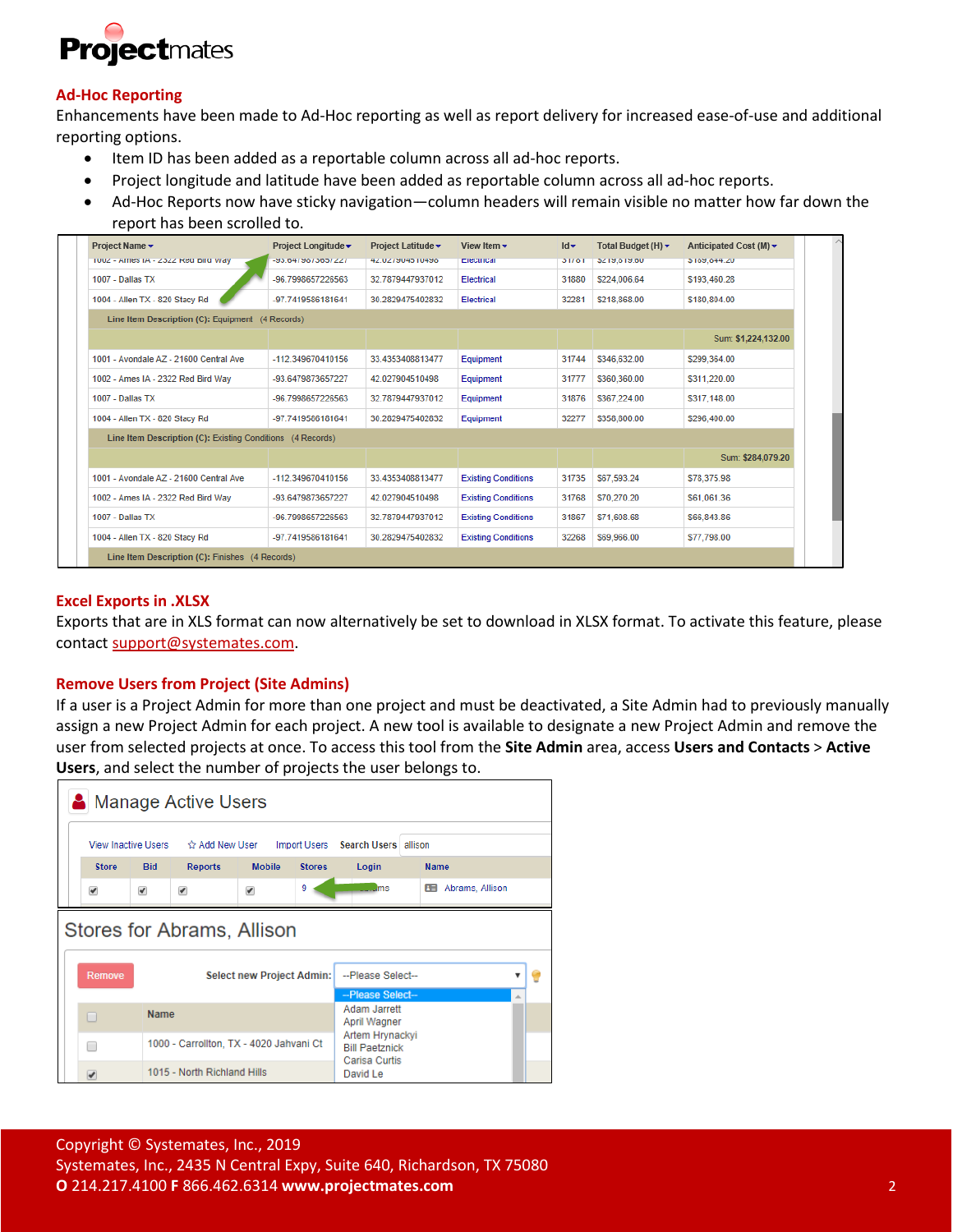## Ad-Hoc Reporting

Enhancements have been made to Ad-Hoc reporting as well as report delivery for increased ease-of-use and additional reporting options.

- Item ID has been added as a reportable column across all ad-hoc reports.
- Project longitude and latitude have been added as reportable column across all ad-hoc reports.
- Ad-Hoc Reports now have sticky navigation—column headers will remain visible no matter how far down the report has been scrolled to.

| Project Name | Project Longitude | Project Latitude | View Item | Id | Total Budget (H) | Anticipated Cost (M) |
|---|---|---|---|---|---|---|
| 1002 - Ames IA - 2322 Red Bird Way | -93.6479873657227 | 42.027904510498 | Electrical | 31781 | $219,319.80 | $189,644.20 |
| 1007 - Dallas TX | -96.7998657226563 | 32.7879447937012 | Electrical | 31880 | $224,006.64 | $193,460.28 |
| 1004 - Allen TX - 820 Stacy Rd | -97.7419586181641 | 30.2829475402832 | Electrical | 32281 | $218,868.00 | $180,804.00 |
| Line Item Description (C): Equipment (4 Records) | | | | | | |
| | | | | | | Sum: $1,224,132.00 |
| 1001 - Avondale AZ - 21600 Central Ave | -112.349670410156 | 33.4353408813477 | Equipment | 31744 | $346,632.00 | $299,364.00 |
| 1002 - Ames IA - 2322 Red Bird Way | -93.6479873657227 | 42.027904510498 | Equipment | 31777 | $360,360.00 | $311,220.00 |
| 1007 - Dallas TX | -96.7998657226563 | 32.7879447937012 | Equipment | 31876 | $367,224.00 | $317,148.00 |
| 1004 - Allen TX - 820 Stacy Rd | -97.7419586181641 | 30.2829475402832 | Equipment | 32277 | $358,800.00 | $296,400.00 |
| Line Item Description (C): Existing Conditions (4 Records) | | | | | | |
| | | | | | | Sum: $284,079.20 |
| 1001 - Avondale AZ - 21600 Central Ave | -112.349670410156 | 33.4353408813477 | Existing Conditions | 31735 | $67,593.24 | $78,375.98 |
| 1002 - Ames IA - 2322 Red Bird Way | -93.6479873657227 | 42.027904510498 | Existing Conditions | 31768 | $70,270.20 | $61,061.36 |
| 1007 - Dallas TX | -96.7998657226563 | 32.7879447937012 | Existing Conditions | 31867 | $71,608.68 | $66,843.86 |
| 1004 - Allen TX - 820 Stacy Rd | -97.7419586181641 | 30.2829475402832 | Existing Conditions | 32268 | $69,966.00 | $77,798.00 |
| Line Item Description (C): Finishes (4 Records) | | | | | | |

## Excel Exports in .XLSX

Exports that are in XLS format can now alternatively be set to download in XLSX format. To activate this feature, please contact support@systemates.com.

## Remove Users from Project (Site Admins)

If a user is a Project Admin for more than one project and must be deactivated, a Site Admin had to previously manually assign a new Project Admin for each project. A new tool is available to designate a new Project Admin and remove the user from selected projects at once. To access this tool from the **Site Admin** area, access **Users and Contacts** > **Active Users**, and select the number of projects the user belongs to.

Manage Active Users

View Inactive Users | Add New User | Import Users | Search Users: allison

| Store | Bid | Reports | Mobile | Stores | Login | Name |
|---|---|---|---|---|---|---|
| ✔ | ✔ | ✔ | ✔ | 9 | ...ams | Abrams, Allison |

Stores for Abrams, Allison

Remove | Select new Project Admin: --Please Select--

--Please Select--
Adam Jarrett
April Wagner
Artem Hrynackyi
Bill Paetznick
Carisa Curtis
David Le

| | Name |
|---|---|
| ☐ | 1000 - Carrollton, TX - 4020 Jahvani Ct |
| ✔ | 1015 - North Richland Hills |

Copyright © Systemates, Inc., 2019
Systemates, Inc., 2435 N Central Expy, Suite 640, Richardson, TX 75080
**O** 214.217.4100 **F** 866.462.6314 **www.projectmates.com**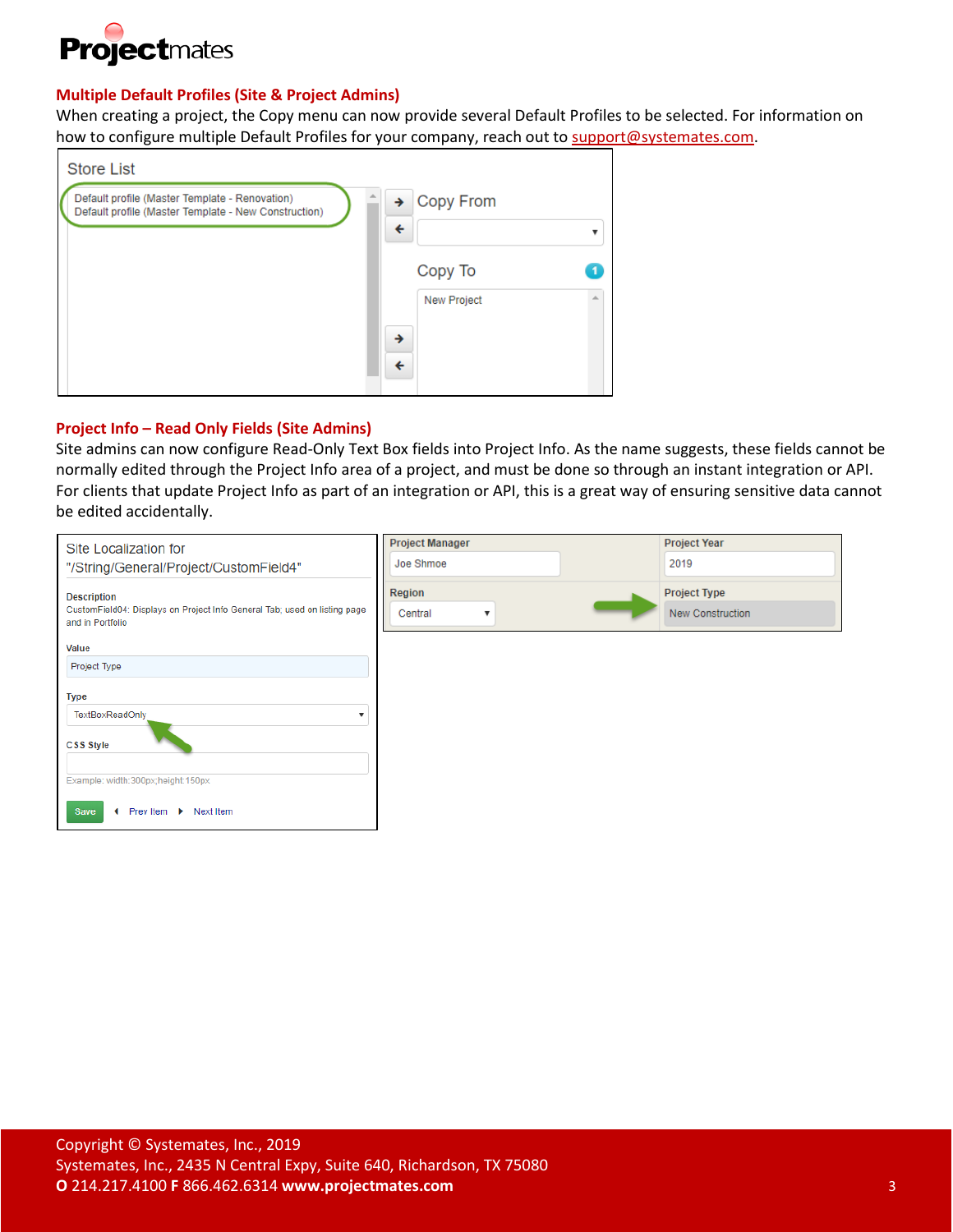### Multiple Default Profiles (Site & Project Admins)

When creating a project, the Copy menu can now provide several Default Profiles to be selected. For information on how to configure multiple Default Profiles for your company, reach out to support@systemates.com.

### Project Info – Read Only Fields (Site Admins)

Site admins can now configure Read-Only Text Box fields into Project Info. As the name suggests, these fields cannot be normally edited through the Project Info area of a project, and must be done so through an instant integration or API. For clients that update Project Info as part of an integration or API, this is a great way of ensuring sensitive data cannot be edited accidentally.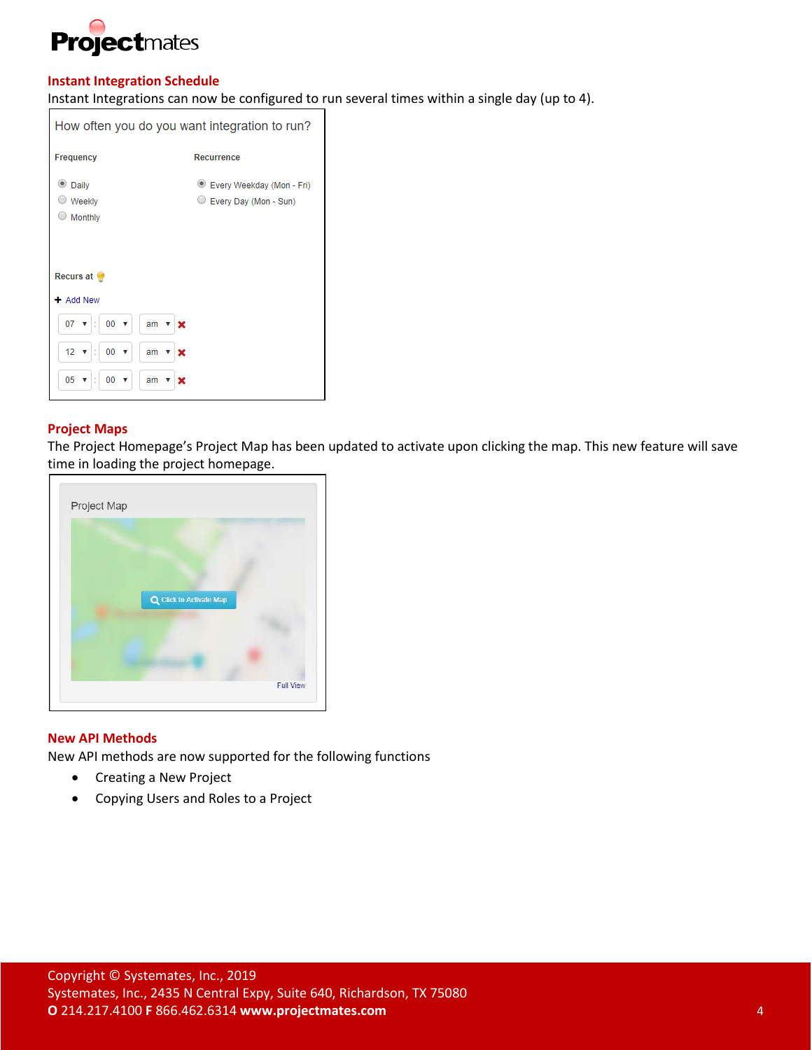## Instant Integration Schedule

Instant Integrations can now be configured to run several times within a single day (up to 4).

## Project Maps

The Project Homepage's Project Map has been updated to activate upon clicking the map. This new feature will save time in loading the project homepage.

## New API Methods

New API methods are now supported for the following functions

- Creating a New Project
- Copying Users and Roles to a Project